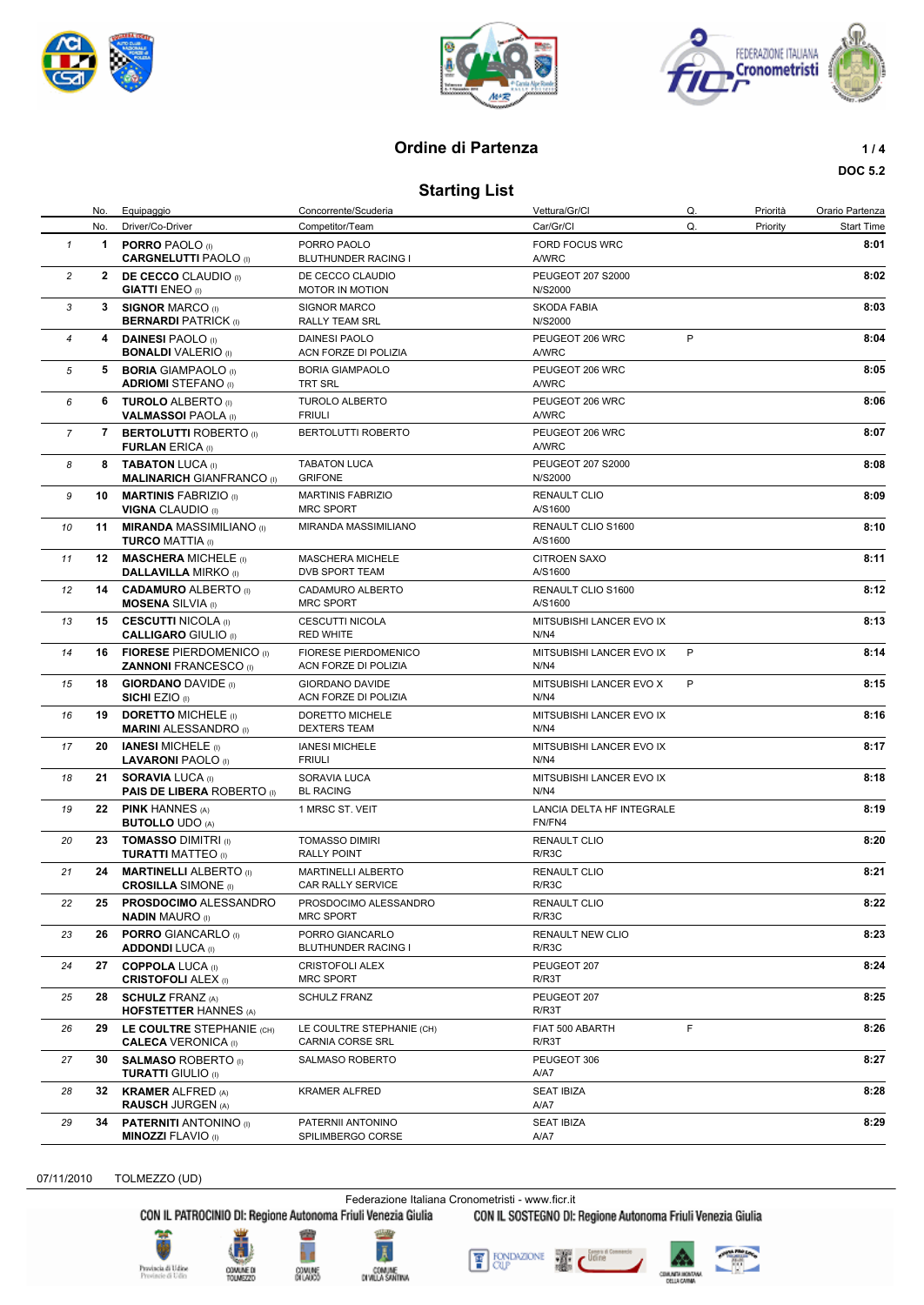# Ordine di Partenza

DOC 5.2

## Starting List

| | No. | Equipaggio / Driver/Co-Driver | Concorrente/Scuderia / Competitor/Team | Vettura/Gr/Cl / Car/Gr/Cl | Q. | Priorità / Priority | Orario Partenza / Start Time |
|---|---|---|---|---|---|---|---|
| 1 | 1 | **PORRO** PAOLO (I)<br>**CARGNELUTTI** PAOLO (I) | PORRO PAOLO<br>BLUTHUNDER RACING I | FORD FOCUS WRC<br>A/WRC | | | **8:01** |
| 2 | 2 | **DE CECCO** CLAUDIO (I)<br>**GIATTI** ENEO (I) | DE CECCO CLAUDIO<br>MOTOR IN MOTION | PEUGEOT 207 S2000<br>N/S2000 | | | **8:02** |
| 3 | 3 | **SIGNOR** MARCO (I)<br>**BERNARDI** PATRICK (I) | SIGNOR MARCO<br>RALLY TEAM SRL | SKODA FABIA<br>N/S2000 | | | **8:03** |
| 4 | 4 | **DAINESI** PAOLO (I)<br>**BONALDI** VALERIO (I) | DAINESI PAOLO<br>ACN FORZE DI POLIZIA | PEUGEOT 206 WRC<br>A/WRC | P | | **8:04** |
| 5 | 5 | **BORIA** GIAMPAOLO (I)<br>**ADRIOMI** STEFANO (I) | BORIA GIAMPAOLO<br>TRT SRL | PEUGEOT 206 WRC<br>A/WRC | | | **8:05** |
| 6 | 6 | **TUROLO** ALBERTO (I)<br>**VALMASSOI** PAOLA (I) | TUROLO ALBERTO<br>FRIULI | PEUGEOT 206 WRC<br>A/WRC | | | **8:06** |
| 7 | 7 | **BERTOLUTTI** ROBERTO (I)<br>**FURLAN** ERICA (I) | BERTOLUTTI ROBERTO | PEUGEOT 206 WRC<br>A/WRC | | | **8:07** |
| 8 | 8 | **TABATON** LUCA (I)<br>**MALINARICH** GIANFRANCO (I) | TABATON LUCA<br>GRIFONE | PEUGEOT 207 S2000<br>N/S2000 | | | **8:08** |
| 9 | 10 | **MARTINIS** FABRIZIO (I)<br>**VIGNA** CLAUDIO (I) | MARTINIS FABRIZIO<br>MRC SPORT | RENAULT CLIO<br>A/S1600 | | | **8:09** |
| 10 | 11 | **MIRANDA** MASSIMILIANO (I)<br>**TURCO** MATTIA (I) | MIRANDA MASSIMILIANO | RENAULT CLIO S1600<br>A/S1600 | | | **8:10** |
| 11 | 12 | **MASCHERA** MICHELE (I)<br>**DALLAVILLA** MIRKO (I) | MASCHERA MICHELE<br>DVB SPORT TEAM | CITROEN SAXO<br>A/S1600 | | | **8:11** |
| 12 | 14 | **CADAMURO** ALBERTO (I)<br>**MOSENA** SILVIA (I) | CADAMURO ALBERTO<br>MRC SPORT | RENAULT CLIO S1600<br>A/S1600 | | | **8:12** |
| 13 | 15 | **CESCUTTI** NICOLA (I)<br>**CALLIGARO** GIULIO (I) | CESCUTTI NICOLA<br>RED WHITE | MITSUBISHI LANCER EVO IX<br>N/N4 | | | **8:13** |
| 14 | 16 | **FIORESE** PIERDOMENICO (I)<br>**ZANNONI** FRANCESCO (I) | FIORESE PIERDOMENICO<br>ACN FORZE DI POLIZIA | MITSUBISHI LANCER EVO IX<br>N/N4 | P | | **8:14** |
| 15 | 18 | **GIORDANO** DAVIDE (I)<br>**SICHI** EZIO (I) | GIORDANO DAVIDE<br>ACN FORZE DI POLIZIA | MITSUBISHI LANCER EVO X<br>N/N4 | P | | **8:15** |
| 16 | 19 | **DORETTO** MICHELE (I)<br>**MARINI** ALESSANDRO (I) | DORETTO MICHELE<br>DEXTERS TEAM | MITSUBISHI LANCER EVO IX<br>N/N4 | | | **8:16** |
| 17 | 20 | **IANESI** MICHELE (I)<br>**LAVARONI** PAOLO (I) | IANESI MICHELE<br>FRIULI | MITSUBISHI LANCER EVO IX<br>N/N4 | | | **8:17** |
| 18 | 21 | **SORAVIA** LUCA (I)<br>**PAIS DE LIBERA** ROBERTO (I) | SORAVIA LUCA<br>BL RACING | MITSUBISHI LANCER EVO IX<br>N/N4 | | | **8:18** |
| 19 | 22 | **PINK** HANNES (A)<br>**BUTOLLO** UDO (A) | 1 MRSC ST. VEIT | LANCIA DELTA HF INTEGRALE<br>FN/FN4 | | | **8:19** |
| 20 | 23 | **TOMASSO** DIMITRI (I)<br>**TURATTI** MATTEO (I) | TOMASSO DIMIRI<br>RALLY POINT | RENAULT CLIO<br>R/R3C | | | **8:20** |
| 21 | 24 | **MARTINELLI** ALBERTO (I)<br>**CROSILLA** SIMONE (I) | MARTINELLI ALBERTO<br>CAR RALLY SERVICE | RENAULT CLIO<br>R/R3C | | | **8:21** |
| 22 | 25 | **PROSDOCIMO** ALESSANDRO<br>**NADIN** MAURO (I) | PROSDOCIMO ALESSANDRO<br>MRC SPORT | RENAULT CLIO<br>R/R3C | | | **8:22** |
| 23 | 26 | **PORRO** GIANCARLO (I)<br>**ADDONDI** LUCA (I) | PORRO GIANCARLO<br>BLUTHUNDER RACING I | RENAULT NEW CLIO<br>R/R3C | | | **8:23** |
| 24 | 27 | **COPPOLA** LUCA (I)<br>**CRISTOFOLI** ALEX (I) | CRISTOFOLI ALEX<br>MRC SPORT | PEUGEOT 207<br>R/R3T | | | **8:24** |
| 25 | 28 | **SCHULZ** FRANZ (A)<br>**HOFSTETTER** HANNES (A) | SCHULZ FRANZ | PEUGEOT 207<br>R/R3T | | | **8:25** |
| 26 | 29 | **LE COULTRE** STEPHANIE (CH)<br>**CALECA** VERONICA (I) | LE COULTRE STEPHANIE (CH)<br>CARNIA CORSE SRL | FIAT 500 ABARTH<br>R/R3T | F | | **8:26** |
| 27 | 30 | **SALMASO** ROBERTO (I)<br>**TURATTI** GIULIO (I) | SALMASO ROBERTO | PEUGEOT 306<br>A/A7 | | | **8:27** |
| 28 | 32 | **KRAMER** ALFRED (A)<br>**RAUSCH** JURGEN (A) | KRAMER ALFRED | SEAT IBIZA<br>A/A7 | | | **8:28** |
| 29 | 34 | **PATERNITI** ANTONINO (I)<br>**MINOZZI** FLAVIO (I) | PATERNII ANTONINO<br>SPILIMBERGO CORSE | SEAT IBIZA<br>A/A7 | | | **8:29** |

07/11/2010 TOLMEZZO (UD)

Federazione Italiana Cronometristi - www.ficr.it

CON IL PATROCINIO DI: Regione Autonoma Friuli Venezia Giulia — CON IL SOSTEGNO DI: Regione Autonoma Friuli Venezia Giulia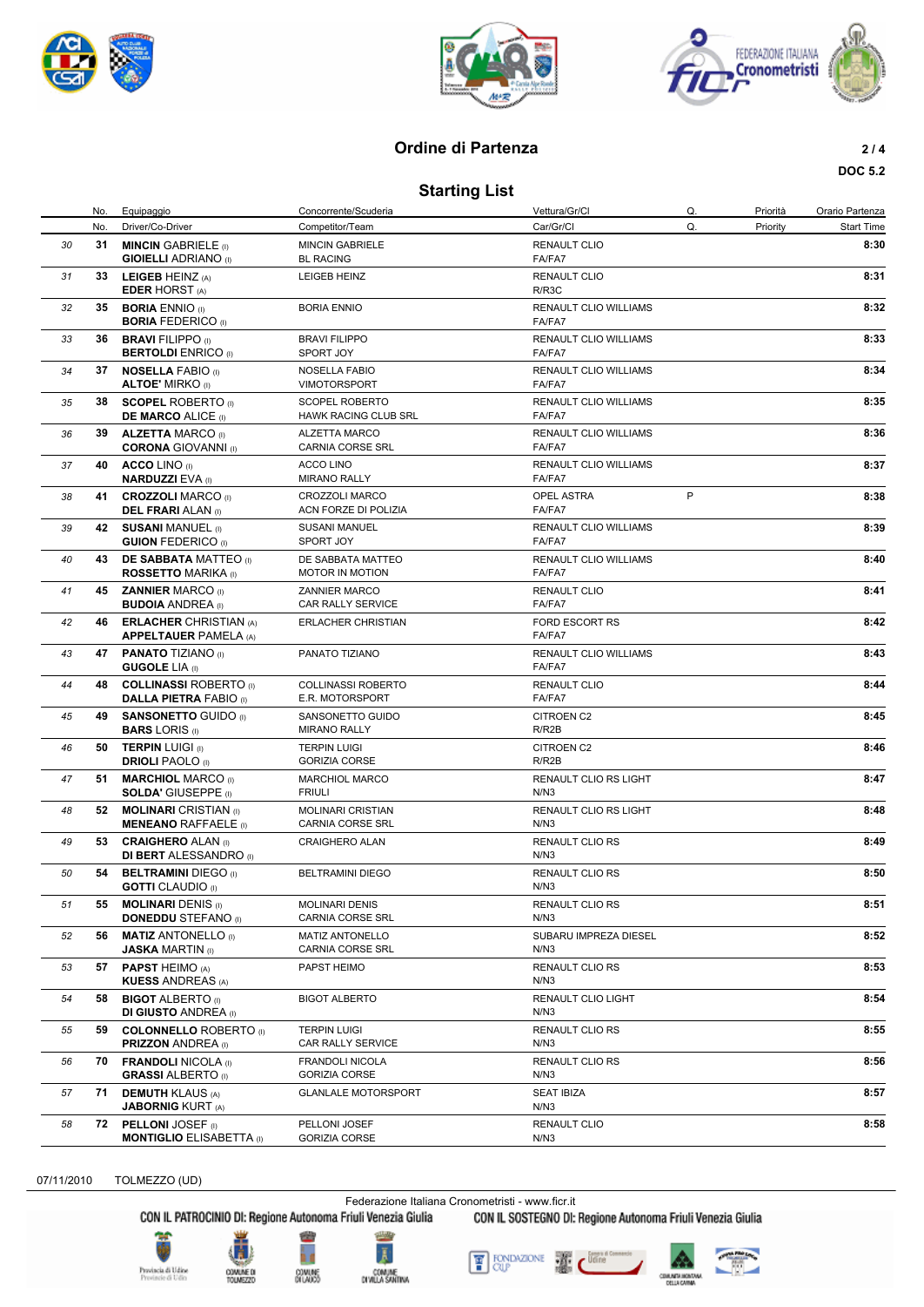## Ordine di Partenza

DOC 5.2

## Starting List

| | No. | Equipaggio / Driver/Co-Driver | Concorrente/Scuderia / Competitor/Team | Vettura/Gr/Cl / Car/Gr/Cl | Q. | Priorità / Priority | Orario Partenza / Start Time |
|---|---|---|---|---|---|---|---|
| 30 | 31 | **MINCIN** GABRIELE (I) / **GIOIELLI** ADRIANO (I) | MINCIN GABRIELE / BL RACING | RENAULT CLIO / FA/FA7 | | | **8:30** |
| 31 | 33 | **LEIGEB** HEINZ (A) / **EDER** HORST (A) | LEIGEB HEINZ | RENAULT CLIO / R/R3C | | | **8:31** |
| 32 | 35 | **BORIA** ENNIO (I) / **BORIA** FEDERICO (I) | BORIA ENNIO | RENAULT CLIO WILLIAMS / FA/FA7 | | | **8:32** |
| 33 | 36 | **BRAVI** FILIPPO (I) / **BERTOLDI** ENRICO (I) | BRAVI FILIPPO / SPORT JOY | RENAULT CLIO WILLIAMS / FA/FA7 | | | **8:33** |
| 34 | 37 | **NOSELLA** FABIO (I) / **ALTOE'** MIRKO (I) | NOSELLA FABIO / VIMOTORSPORT | RENAULT CLIO WILLIAMS / FA/FA7 | | | **8:34** |
| 35 | 38 | **SCOPEL** ROBERTO (I) / **DE MARCO** ALICE (I) | SCOPEL ROBERTO / HAWK RACING CLUB SRL | RENAULT CLIO WILLIAMS / FA/FA7 | | | **8:35** |
| 36 | 39 | **ALZETTA** MARCO (I) / **CORONA** GIOVANNI (I) | ALZETTA MARCO / CARNIA CORSE SRL | RENAULT CLIO WILLIAMS / FA/FA7 | | | **8:36** |
| 37 | 40 | **ACCO** LINO (I) / **NARDUZZI** EVA (I) | ACCO LINO / MIRANO RALLY | RENAULT CLIO WILLIAMS / FA/FA7 | | | **8:37** |
| 38 | 41 | **CROZZOLI** MARCO (I) / **DEL FRARI** ALAN (I) | CROZZOLI MARCO / ACN FORZE DI POLIZIA | OPEL ASTRA / FA/FA7 | P | | **8:38** |
| 39 | 42 | **SUSANI** MANUEL (I) / **GUION** FEDERICO (I) | SUSANI MANUEL / SPORT JOY | RENAULT CLIO WILLIAMS / FA/FA7 | | | **8:39** |
| 40 | 43 | **DE SABBATA** MATTEO (I) / **ROSSETTO** MARIKA (I) | DE SABBATA MATTEO / MOTOR IN MOTION | RENAULT CLIO WILLIAMS / FA/FA7 | | | **8:40** |
| 41 | 45 | **ZANNIER** MARCO (I) / **BUDOIA** ANDREA (I) | ZANNIER MARCO / CAR RALLY SERVICE | RENAULT CLIO / FA/FA7 | | | **8:41** |
| 42 | 46 | **ERLACHER** CHRISTIAN (A) / **APPELTAUER** PAMELA (A) | ERLACHER CHRISTIAN | FORD ESCORT RS / FA/FA7 | | | **8:42** |
| 43 | 47 | **PANATO** TIZIANO (I) / **GUGOLE** LIA (I) | PANATO TIZIANO | RENAULT CLIO WILLIAMS / FA/FA7 | | | **8:43** |
| 44 | 48 | **COLLINASSI** ROBERTO (I) / **DALLA PIETRA** FABIO (I) | COLLINASSI ROBERTO / E.R. MOTORSPORT | RENAULT CLIO / FA/FA7 | | | **8:44** |
| 45 | 49 | **SANSONETTO** GUIDO (I) / **BARS** LORIS (I) | SANSONETTO GUIDO / MIRANO RALLY | CITROEN C2 / R/R2B | | | **8:45** |
| 46 | 50 | **TERPIN** LUIGI (I) / **DRIOLI** PAOLO (I) | TERPIN LUIGI / GORIZIA CORSE | CITROEN C2 / R/R2B | | | **8:46** |
| 47 | 51 | **MARCHIOL** MARCO (I) / **SOLDA'** GIUSEPPE (I) | MARCHIOL MARCO / FRIULI | RENAULT CLIO RS LIGHT / N/N3 | | | **8:47** |
| 48 | 52 | **MOLINARI** CRISTIAN (I) / **MENEANO** RAFFAELE (I) | MOLINARI CRISTIAN / CARNIA CORSE SRL | RENAULT CLIO RS LIGHT / N/N3 | | | **8:48** |
| 49 | 53 | **CRAIGHERO** ALAN (I) / **DI BERT** ALESSANDRO (I) | CRAIGHERO ALAN | RENAULT CLIO RS / N/N3 | | | **8:49** |
| 50 | 54 | **BELTRAMINI** DIEGO (I) / **GOTTI** CLAUDIO (I) | BELTRAMINI DIEGO | RENAULT CLIO RS / N/N3 | | | **8:50** |
| 51 | 55 | **MOLINARI** DENIS (I) / **DONEDDU** STEFANO (I) | MOLINARI DENIS / CARNIA CORSE SRL | RENAULT CLIO RS / N/N3 | | | **8:51** |
| 52 | 56 | **MATIZ** ANTONELLO (I) / **JASKA** MARTIN (I) | MATIZ ANTONELLO / CARNIA CORSE SRL | SUBARU IMPREZA DIESEL / N/N3 | | | **8:52** |
| 53 | 57 | **PAPST** HEIMO (A) / **KUESS** ANDREAS (A) | PAPST HEIMO | RENAULT CLIO RS / N/N3 | | | **8:53** |
| 54 | 58 | **BIGOT** ALBERTO (I) / **DI GIUSTO** ANDREA (I) | BIGOT ALBERTO | RENAULT CLIO LIGHT / N/N3 | | | **8:54** |
| 55 | 59 | **COLONNELLO** ROBERTO (I) / **PRIZZON** ANDREA (I) | TERPIN LUIGI / CAR RALLY SERVICE | RENAULT CLIO RS / N/N3 | | | **8:55** |
| 56 | 70 | **FRANDOLI** NICOLA (I) / **GRASSI** ALBERTO (I) | FRANDOLI NICOLA / GORIZIA CORSE | RENAULT CLIO RS / N/N3 | | | **8:56** |
| 57 | 71 | **DEMUTH** KLAUS (A) / **JABORNIG** KURT (A) | GLANLALE MOTORSPORT | SEAT IBIZA / N/N3 | | | **8:57** |
| 58 | 72 | **PELLONI** JOSEF (I) / **MONTIGLIO** ELISABETTA (I) | PELLONI JOSEF / GORIZIA CORSE | RENAULT CLIO / N/N3 | | | **8:58** |

07/11/2010 TOLMEZZO (UD)

Federazione Italiana Cronometristi - www.ficr.it

CON IL PATROCINIO DI: Regione Autonoma Friuli Venezia Giulia CON IL SOSTEGNO DI: Regione Autonoma Friuli Venezia Giulia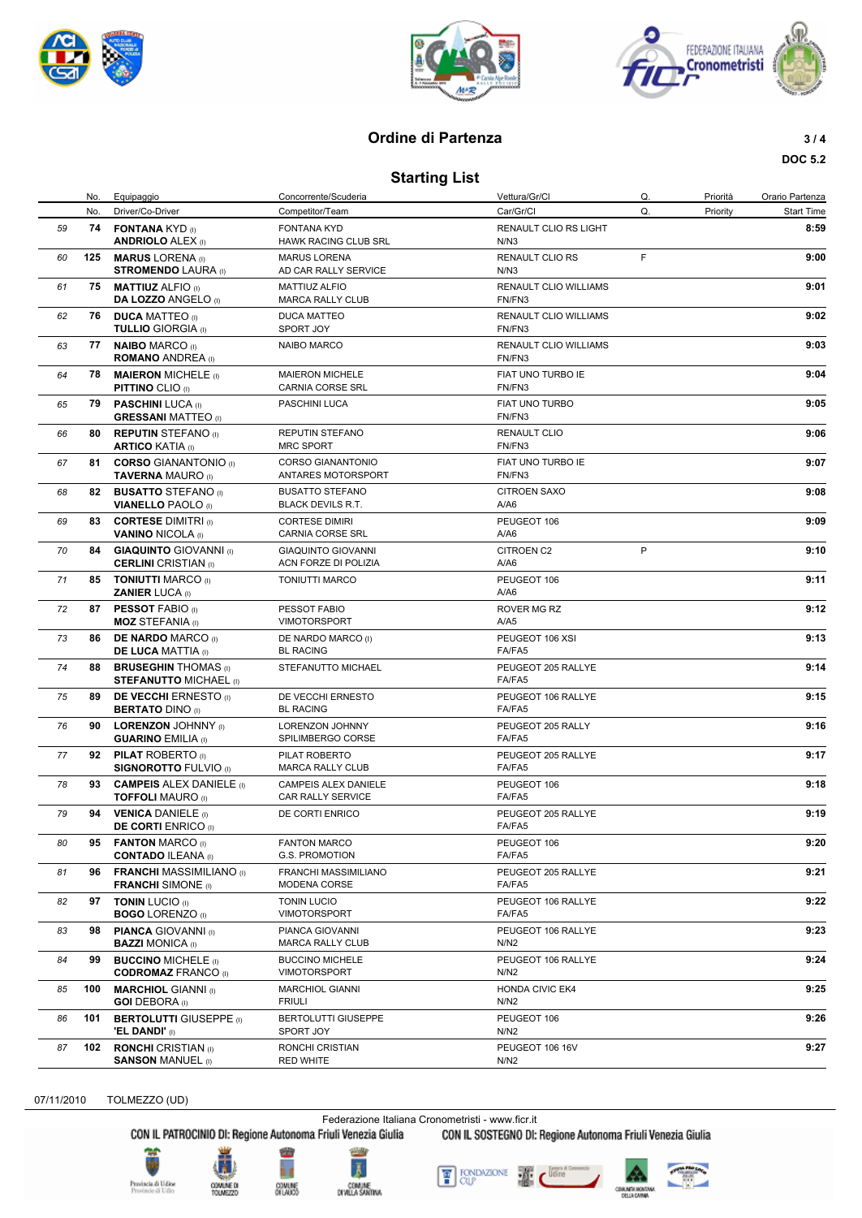# Ordine di Partenza

DOC 5.2

## Starting List

| | No. | Equipaggio | Concorrente/Scuderia | Vettura/Gr/Cl | Q. | Priorità | Orario Partenza |
|---|---|---|---|---|---|---|---|
| | No. | Driver/Co-Driver | Competitor/Team | Car/Gr/Cl | Q. | Priority | Start Time |
| 59 | **74** | **FONTANA** KYD (I)<br>**ANDRIOLO** ALEX (I) | FONTANA KYD<br>HAWK RACING CLUB SRL | RENAULT CLIO RS LIGHT<br>N/N3 | | | **8:59** |
| 60 | **125** | **MARUS** LORENA (I)<br>**STROMENDO** LAURA (I) | MARUS LORENA<br>AD CAR RALLY SERVICE | RENAULT CLIO RS<br>N/N3 | F | | **9:00** |
| 61 | **75** | **MATTIUZ** ALFIO (I)<br>**DA LOZZO** ANGELO (I) | MATTIUZ ALFIO<br>MARCA RALLY CLUB | RENAULT CLIO WILLIAMS<br>FN/FN3 | | | **9:01** |
| 62 | **76** | **DUCA** MATTEO (I)<br>**TULLIO** GIORGIA (I) | DUCA MATTEO<br>SPORT JOY | RENAULT CLIO WILLIAMS<br>FN/FN3 | | | **9:02** |
| 63 | **77** | **NAIBO** MARCO (I)<br>**ROMANO** ANDREA (I) | NAIBO MARCO | RENAULT CLIO WILLIAMS<br>FN/FN3 | | | **9:03** |
| 64 | **78** | **MAIERON** MICHELE (I)<br>**PITTINO** CLIO (I) | MAIERON MICHELE<br>CARNIA CORSE SRL | FIAT UNO TURBO IE<br>FN/FN3 | | | **9:04** |
| 65 | **79** | **PASCHINI** LUCA (I)<br>**GRESSANI** MATTEO (I) | PASCHINI LUCA | FIAT UNO TURBO<br>FN/FN3 | | | **9:05** |
| 66 | **80** | **REPUTIN** STEFANO (I)<br>**ARTICO** KATIA (I) | REPUTIN STEFANO<br>MRC SPORT | RENAULT CLIO<br>FN/FN3 | | | **9:06** |
| 67 | **81** | **CORSO** GIANANTONIO (I)<br>**TAVERNA** MAURO (I) | CORSO GIANANTONIO<br>ANTARES MOTORSPORT | FIAT UNO TURBO IE<br>FN/FN3 | | | **9:07** |
| 68 | **82** | **BUSATTO** STEFANO (I)<br>**VIANELLO** PAOLO (I) | BUSATTO STEFANO<br>BLACK DEVILS R.T. | CITROEN SAXO<br>A/A6 | | | **9:08** |
| 69 | **83** | **CORTESE** DIMITRI (I)<br>**VANINO** NICOLA (I) | CORTESE DIMIRI<br>CARNIA CORSE SRL | PEUGEOT 106<br>A/A6 | | | **9:09** |
| 70 | **84** | **GIAQUINTO** GIOVANNI (I)<br>**CERLINI** CRISTIAN (I) | GIAQUINTO GIOVANNI<br>ACN FORZE DI POLIZIA | CITROEN C2<br>A/A6 | P | | **9:10** |
| 71 | **85** | **TONIUTTI** MARCO (I)<br>**ZANIER** LUCA (I) | TONIUTTI MARCO | PEUGEOT 106<br>A/A6 | | | **9:11** |
| 72 | **87** | **PESSOT** FABIO (I)<br>**MOZ** STEFANIA (I) | PESSOT FABIO<br>VIMOTORSPORT | ROVER MG RZ<br>A/A5 | | | **9:12** |
| 73 | **86** | **DE NARDO** MARCO (I)<br>**DE LUCA** MATTIA (I) | DE NARDO MARCO (I)<br>BL RACING | PEUGEOT 106 XSI<br>FA/FA5 | | | **9:13** |
| 74 | **88** | **BRUSEGHIN** THOMAS (I)<br>**STEFANUTTO** MICHAEL (I) | STEFANUTTO MICHAEL | PEUGEOT 205 RALLYE<br>FA/FA5 | | | **9:14** |
| 75 | **89** | **DE VECCHI** ERNESTO (I)<br>**BERTATO** DINO (I) | DE VECCHI ERNESTO<br>BL RACING | PEUGEOT 106 RALLYE<br>FA/FA5 | | | **9:15** |
| 76 | **90** | **LORENZON** JOHNNY (I)<br>**GUARINO** EMILIA (I) | LORENZON JOHNNY<br>SPILIMBERGO CORSE | PEUGEOT 205 RALLY<br>FA/FA5 | | | **9:16** |
| 77 | **92** | **PILAT** ROBERTO (I)<br>**SIGNOROTTO** FULVIO (I) | PILAT ROBERTO<br>MARCA RALLY CLUB | PEUGEOT 205 RALLYE<br>FA/FA5 | | | **9:17** |
| 78 | **93** | **CAMPEIS** ALEX DANIELE (I)<br>**TOFFOLI** MAURO (I) | CAMPEIS ALEX DANIELE<br>CAR RALLY SERVICE | PEUGEOT 106<br>FA/FA5 | | | **9:18** |
| 79 | **94** | **VENICA** DANIELE (I)<br>**DE CORTI** ENRICO (I) | DE CORTI ENRICO | PEUGEOT 205 RALLYE<br>FA/FA5 | | | **9:19** |
| 80 | **95** | **FANTON** MARCO (I)<br>**CONTADO** ILEANA (I) | FANTON MARCO<br>G.S. PROMOTION | PEUGEOT 106<br>FA/FA5 | | | **9:20** |
| 81 | **96** | **FRANCHI** MASSIMILIANO (I)<br>**FRANCHI** SIMONE (I) | FRANCHI MASSIMILIANO<br>MODENA CORSE | PEUGEOT 205 RALLYE<br>FA/FA5 | | | **9:21** |
| 82 | **97** | **TONIN** LUCIO (I)<br>**BOGO** LORENZO (I) | TONIN LUCIO<br>VIMOTORSPORT | PEUGEOT 106 RALLYE<br>FA/FA5 | | | **9:22** |
| 83 | **98** | **PIANCA** GIOVANNI (I)<br>**BAZZI** MONICA (I) | PIANCA GIOVANNI<br>MARCA RALLY CLUB | PEUGEOT 106 RALLYE<br>N/N2 | | | **9:23** |
| 84 | **99** | **BUCCINO** MICHELE (I)<br>**CODROMAZ** FRANCO (I) | BUCCINO MICHELE<br>VIMOTORSPORT | PEUGEOT 106 RALLYE<br>N/N2 | | | **9:24** |
| 85 | **100** | **MARCHIOL** GIANNI (I)<br>**GOI** DEBORA (I) | MARCHIOL GIANNI<br>FRIULI | HONDA CIVIC EK4<br>N/N2 | | | **9:25** |
| 86 | **101** | **BERTOLUTTI** GIUSEPPE (I)<br>**'EL DANDI'** (I) | BERTOLUTTI GIUSEPPE<br>SPORT JOY | PEUGEOT 106<br>N/N2 | | | **9:26** |
| 87 | **102** | **RONCHI** CRISTIAN (I)<br>**SANSON** MANUEL (I) | RONCHI CRISTIAN<br>RED WHITE | PEUGEOT 106 16V<br>N/N2 | | | **9:27** |

07/11/2010 TOLMEZZO (UD)

Federazione Italiana Cronometristi - www.ficr.it

CON IL PATROCINIO DI: Regione Autonoma Friuli Venezia Giulia CON IL SOSTEGNO DI: Regione Autonoma Friuli Venezia Giulia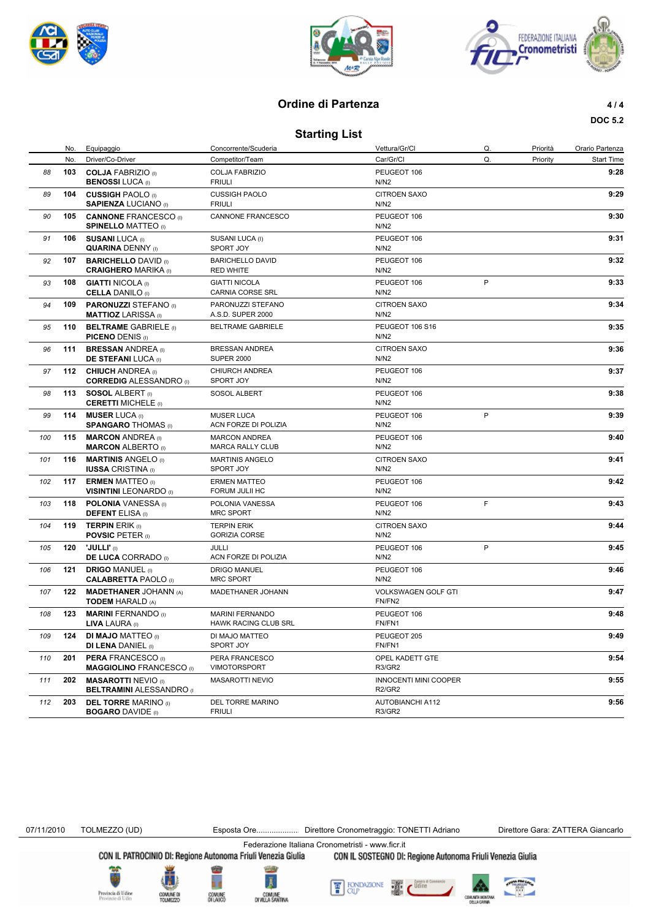# Ordine di Partenza

## Starting List

DOC 5.2

| | No. | Equipaggio / Driver/Co-Driver | Concorrente/Scuderia / Competitor/Team | Vettura/Gr/Cl / Car/Gr/Cl | Q. | Priorità / Priority | Orario Partenza / Start Time |
|---|---|---|---|---|---|---|---|
| 88 | 103 | **COLJA** FABRIZIO (I)<br>**BENOSSI** LUCA (I) | COLJA FABRIZIO<br>FRIULI | PEUGEOT 106<br>N/N2 | | | 9:28 |
| 89 | 104 | **CUSSIGH** PAOLO (I)<br>**SAPIENZA** LUCIANO (I) | CUSSIGH PAOLO<br>FRIULI | CITROEN SAXO<br>N/N2 | | | 9:29 |
| 90 | 105 | **CANNONE** FRANCESCO (I)<br>**SPINELLO** MATTEO (I) | CANNONE FRANCESCO | PEUGEOT 106<br>N/N2 | | | 9:30 |
| 91 | 106 | **SUSANI** LUCA (I)<br>**QUARINA** DENNY (I) | SUSANI LUCA (I)<br>SPORT JOY | PEUGEOT 106<br>N/N2 | | | 9:31 |
| 92 | 107 | **BARICHELLO** DAVID (I)<br>**CRAIGHERO** MARIKA (I) | BARICHELLO DAVID<br>RED WHITE | PEUGEOT 106<br>N/N2 | | | 9:32 |
| 93 | 108 | **GIATTI** NICOLA (I)<br>**CELLA** DANILO (I) | GIATTI NICOLA<br>CARNIA CORSE SRL | PEUGEOT 106<br>N/N2 | P | | 9:33 |
| 94 | 109 | **PARONUZZI** STEFANO (I)<br>**MATTIOZ** LARISSA (I) | PARONUZZI STEFANO<br>A.S.D. SUPER 2000 | CITROEN SAXO<br>N/N2 | | | 9:34 |
| 95 | 110 | **BELTRAME** GABRIELE (I)<br>**PICENO** DENIS (I) | BELTRAME GABRIELE | PEUGEOT 106 S16<br>N/N2 | | | 9:35 |
| 96 | 111 | **BRESSAN** ANDREA (I)<br>**DE STEFANI** LUCA (I) | BRESSAN ANDREA<br>SUPER 2000 | CITROEN SAXO<br>N/N2 | | | 9:36 |
| 97 | 112 | **CHIUCH** ANDREA (I)<br>**CORREDIG** ALESSANDRO (I) | CHIURCH ANDREA<br>SPORT JOY | PEUGEOT 106<br>N/N2 | | | 9:37 |
| 98 | 113 | **SOSOL** ALBERT (I)<br>**CERETTI** MICHELE (I) | SOSOL ALBERT | PEUGEOT 106<br>N/N2 | | | 9:38 |
| 99 | 114 | **MUSER** LUCA (I)<br>**SPANGARO** THOMAS (I) | MUSER LUCA<br>ACN FORZE DI POLIZIA | PEUGEOT 106<br>N/N2 | P | | 9:39 |
| 100 | 115 | **MARCON** ANDREA (I)<br>**MARCON** ALBERTO (I) | MARCON ANDREA<br>MARCA RALLY CLUB | PEUGEOT 106<br>N/N2 | | | 9:40 |
| 101 | 116 | **MARTINIS** ANGELO (I)<br>**IUSSA** CRISTINA (I) | MARTINIS ANGELO<br>SPORT JOY | CITROEN SAXO<br>N/N2 | | | 9:41 |
| 102 | 117 | **ERMEN** MATTEO (I)<br>**VISINTINI** LEONARDO (I) | ERMEN MATTEO<br>FORUM JULII HC | PEUGEOT 106<br>N/N2 | | | 9:42 |
| 103 | 118 | **POLONIA** VANESSA (I)<br>**DEFENT** ELISA (I) | POLONIA VANESSA<br>MRC SPORT | PEUGEOT 106<br>N/N2 | F | | 9:43 |
| 104 | 119 | **TERPIN** ERIK (I)<br>**POVSIC** PETER (I) | TERPIN ERIK<br>GORIZIA CORSE | CITROEN SAXO<br>N/N2 | | | 9:44 |
| 105 | 120 | **'JULLI'** (I)<br>**DE LUCA** CORRADO (I) | JULLI<br>ACN FORZE DI POLIZIA | PEUGEOT 106<br>N/N2 | P | | 9:45 |
| 106 | 121 | **DRIGO** MANUEL (I)<br>**CALABRETTA** PAOLO (I) | DRIGO MANUEL<br>MRC SPORT | PEUGEOT 106<br>N/N2 | | | 9:46 |
| 107 | 122 | **MADETHANER** JOHANN (A)<br>**TODEM** HARALD (A) | MADETHANER JOHANN | VOLKSWAGEN GOLF GTI<br>FN/FN2 | | | 9:47 |
| 108 | 123 | **MARINI** FERNANDO (I)<br>**LIVA** LAURA (I) | MARINI FERNANDO<br>HAWK RACING CLUB SRL | PEUGEOT 106<br>FN/FN1 | | | 9:48 |
| 109 | 124 | **DI MAJO** MATTEO (I)<br>**DI LENA** DANIEL (I) | DI MAJO MATTEO<br>SPORT JOY | PEUGEOT 205<br>FN/FN1 | | | 9:49 |
| 110 | 201 | **PERA** FRANCESCO (I)<br>**MAGGIOLINO** FRANCESCO (I) | PERA FRANCESCO<br>VIMOTORSPORT | OPEL KADETT GTE<br>R3/GR2 | | | 9:54 |
| 111 | 202 | **MASAROTTI** NEVIO (I)<br>**BELTRAMINI** ALESSANDRO (I) | MASAROTTI NEVIO | INNOCENTI MINI COOPER<br>R2/GR2 | | | 9:55 |
| 112 | 203 | **DEL TORRE** MARINO (I)<br>**BOGARO** DAVIDE (I) | DEL TORRE MARINO<br>FRIULI | AUTOBIANCHI A112<br>R3/GR2 | | | 9:56 |

07/11/2010 TOLMEZZO (UD) Esposta Ore.................. Direttore Cronometraggio: TONETTI Adriano Direttore Gara: ZATTERA Giancarlo

Federazione Italiana Cronometristi - www.ficr.it

CON IL PATROCINIO DI: Regione Autonoma Friuli Venezia Giulia CON IL SOSTEGNO DI: Regione Autonoma Friuli Venezia Giulia